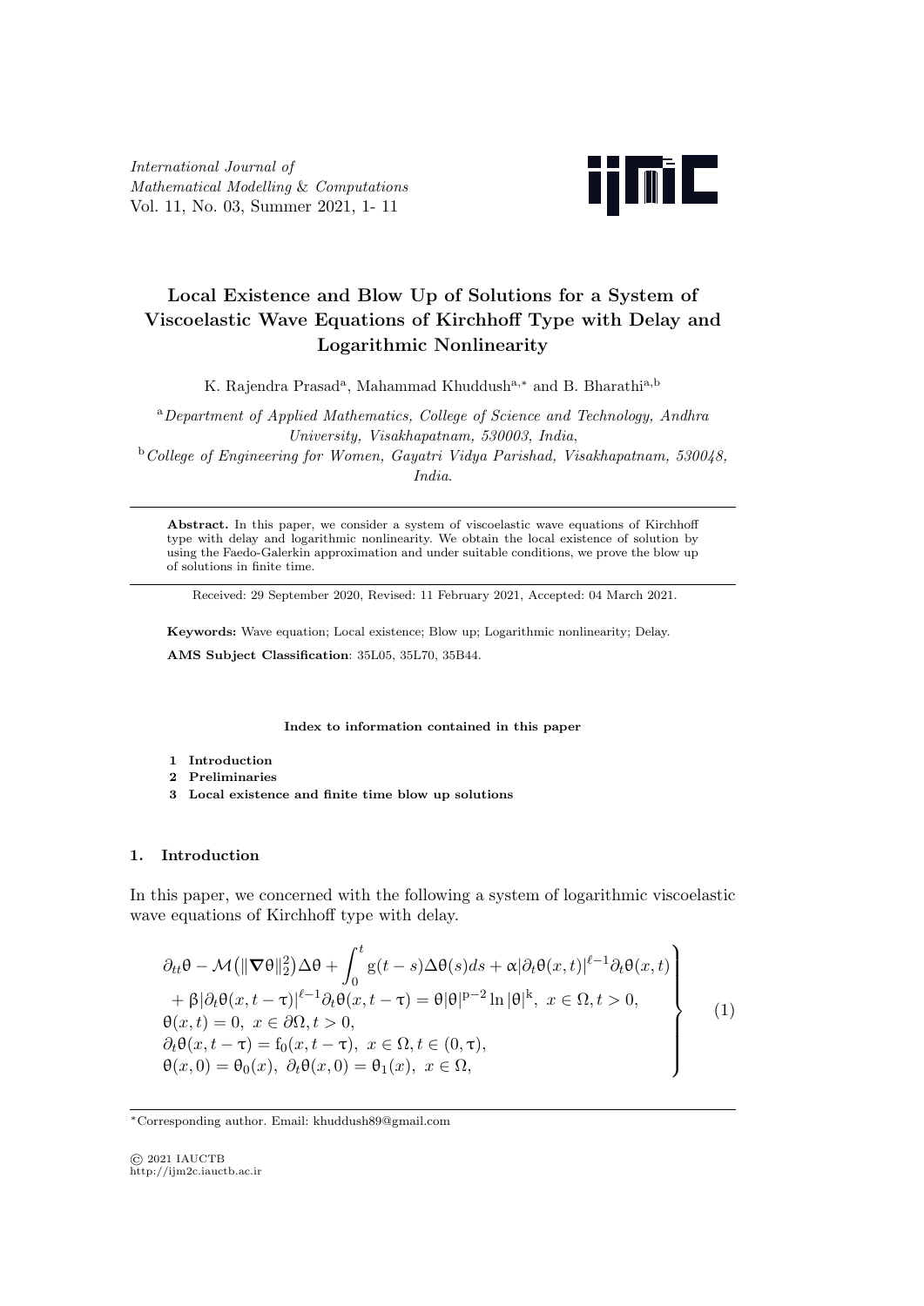*International Journal of Mathematical Modelling & Computations*
Vol. 11, No. 03, Summer 2021, 1- 11

# Local Existence and Blow Up of Solutions for a System of Viscoelastic Wave Equations of Kirchhoff Type with Delay and Logarithmic Nonlinearity

K. Rajendra Prasad[a], Mahammad Khuddush[a,*] and B. Bharathi[a,b]

[a]*Department of Applied Mathematics, College of Science and Technology, Andhra University, Visakhapatnam, 530003, India*,
[b]*College of Engineering for Women, Gayatri Vidya Parishad, Visakhapatnam, 530048, India*.

---

**Abstract.** In this paper, we consider a system of viscoelastic wave equations of Kirchhoff type with delay and logarithmic nonlinearity. We obtain the local existence of solution by using the Faedo-Galerkin approximation and under suitable conditions, we prove the blow up of solutions in finite time.

---

Received: 29 September 2020, Revised: 11 February 2021, Accepted: 04 March 2021.

**Keywords:** Wave equation; Local existence; Blow up; Logarithmic nonlinearity; Delay.

**AMS Subject Classification**: 35L05, 35L70, 35B44.

**Index to information contained in this paper**

1. **Introduction**
2. **Preliminaries**
3. **Local existence and finite time blow up solutions**

## 1. Introduction

In this paper, we concerned with the following a system of logarithmic viscoelastic wave equations of Kirchhoff type with delay.

$$\left.\begin{array}{l}
\partial_{tt}\theta - \mathcal{M}\big(\|\nabla\theta\|_2^2\big)\Delta\theta + \displaystyle\int_0^t g(t-s)\Delta\theta(s)ds + \alpha|\partial_t\theta(x,t)|^{\ell-1}\partial_t\theta(x,t) \\
\quad + \beta|\partial_t\theta(x,t-\tau)|^{\ell-1}\partial_t\theta(x,t-\tau) = \theta|\theta|^{p-2}\ln|\theta|^k,\ x\in\Omega, t>0, \\
\theta(x,t) = 0,\ x\in\partial\Omega, t>0, \\
\partial_t\theta(x,t-\tau) = f_0(x,t-\tau),\ x\in\Omega, t\in(0,\tau), \\
\theta(x,0) = \theta_0(x),\ \partial_t\theta(x,0) = \theta_1(x),\ x\in\Omega,
\end{array}\right\} \tag{1}$$

---

*Corresponding author. Email: khuddush89@gmail.com

© 2021 IAUCTB
http://ijm2c.iauctb.ac.ir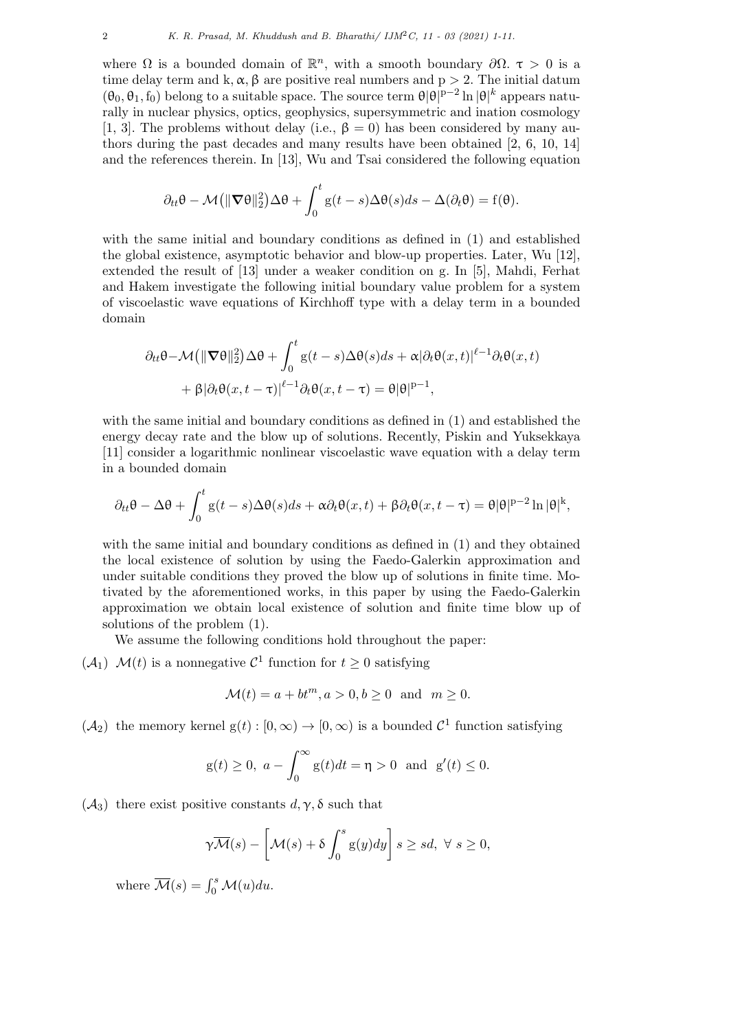where $\Omega$ is a bounded domain of $\mathbb{R}^n$, with a smooth boundary $\partial\Omega$. $\tau > 0$ is a time delay term and $k, \alpha, \beta$ are positive real numbers and $p > 2$. The initial datum $(\theta_0, \theta_1, f_0)$ belong to a suitable space. The source term $\theta|\theta|^{p-2}\ln|\theta|^k$ appears naturally in nuclear physics, optics, geophysics, supersymmetric and ination cosmology [1, 3]. The problems without delay (i.e., $\beta = 0$) has been considered by many authors during the past decades and many results have been obtained [2, 6, 10, 14] and the references therein. In [13], Wu and Tsai considered the following equation

$$\partial_{tt}\theta - \mathcal{M}\big(\|\nabla\theta\|_2^2\big)\Delta\theta + \int_0^t g(t-s)\Delta\theta(s)ds - \Delta(\partial_t\theta) = f(\theta).$$

with the same initial and boundary conditions as defined in (1) and established the global existence, asymptotic behavior and blow-up properties. Later, Wu [12], extended the result of [13] under a weaker condition on g. In [5], Mahdi, Ferhat and Hakem investigate the following initial boundary value problem for a system of viscoelastic wave equations of Kirchhoff type with a delay term in a bounded domain

$$\partial_{tt}\theta - \mathcal{M}\big(\|\nabla\theta\|_2^2\big)\Delta\theta + \int_0^t g(t-s)\Delta\theta(s)ds + \alpha|\partial_t\theta(x,t)|^{\ell-1}\partial_t\theta(x,t)$$
$$+ \beta|\partial_t\theta(x,t-\tau)|^{\ell-1}\partial_t\theta(x,t-\tau) = \theta|\theta|^{p-1},$$

with the same initial and boundary conditions as defined in (1) and established the energy decay rate and the blow up of solutions. Recently, Piskin and Yuksekkaya [11] consider a logarithmic nonlinear viscoelastic wave equation with a delay term in a bounded domain

$$\partial_{tt}\theta - \Delta\theta + \int_0^t g(t-s)\Delta\theta(s)ds + \alpha\partial_t\theta(x,t) + \beta\partial_t\theta(x,t-\tau) = \theta|\theta|^{p-2}\ln|\theta|^k,$$

with the same initial and boundary conditions as defined in (1) and they obtained the local existence of solution by using the Faedo-Galerkin approximation and under suitable conditions they proved the blow up of solutions in finite time. Motivated by the aforementioned works, in this paper by using the Faedo-Galerkin approximation we obtain local existence of solution and finite time blow up of solutions of the problem (1).

We assume the following conditions hold throughout the paper:

$(\mathcal{A}_1)$ $\mathcal{M}(t)$ is a nonnegative $\mathcal{C}^1$ function for $t \geq 0$ satisfying

$$\mathcal{M}(t) = a + bt^m, a > 0, b \geq 0 \text{ and } m \geq 0.$$

$(\mathcal{A}_2)$ the memory kernel $g(t) : [0,\infty) \to [0,\infty)$ is a bounded $\mathcal{C}^1$ function satisfying

$$g(t) \geq 0, \; a - \int_0^\infty g(t)dt = \eta > 0 \text{ and } g'(t) \leq 0.$$

$(\mathcal{A}_3)$ there exist positive constants $d, \gamma, \delta$ such that

$$\gamma\overline{\mathcal{M}}(s) - \left[\mathcal{M}(s) + \delta\int_0^s g(y)dy\right]s \geq sd, \; \forall\, s \geq 0,$$

where $\overline{\mathcal{M}}(s) = \int_0^s \mathcal{M}(u)du$.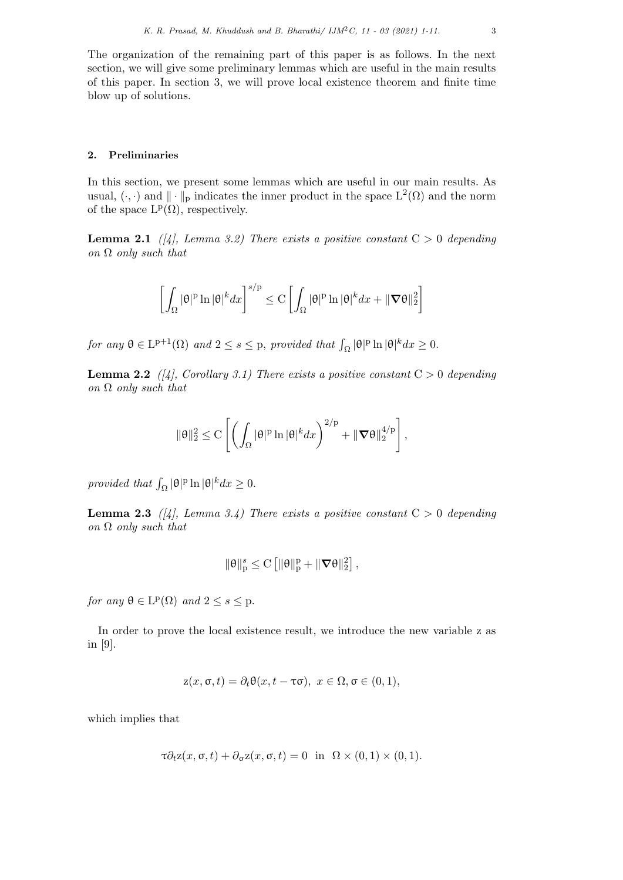The organization of the remaining part of this paper is as follows. In the next section, we will give some preliminary lemmas which are useful in the main results of this paper. In section 3, we will prove local existence theorem and finite time blow up of solutions.

## 2. Preliminaries

In this section, we present some lemmas which are useful in our main results. As usual, $(\cdot,\cdot)$ and $\|\cdot\|_{\mathrm{p}}$ indicates the inner product in the space $\mathrm{L}^2(\Omega)$ and the norm of the space $\mathrm{L}^{\mathrm{p}}(\Omega)$, respectively.

**Lemma 2.1** *([4], Lemma 3.2) There exists a positive constant* $\mathrm{C} > 0$ *depending on* $\Omega$ *only such that*

$$\left[\int_\Omega |\theta|^{\mathrm{p}} \ln|\theta|^k dx\right]^{s/\mathrm{p}} \leq \mathrm{C}\left[\int_\Omega |\theta|^{\mathrm{p}} \ln|\theta|^k dx + \|\nabla\theta\|_2^2\right]$$

*for any* $\theta \in \mathrm{L}^{\mathrm{p}+1}(\Omega)$ *and* $2 \leq s \leq \mathrm{p}$*, provided that* $\int_\Omega |\theta|^{\mathrm{p}} \ln|\theta|^k dx \geq 0$.

**Lemma 2.2** *([4], Corollary 3.1) There exists a positive constant* $\mathrm{C} > 0$ *depending on* $\Omega$ *only such that*

$$\|\theta\|_2^2 \leq \mathrm{C}\left[\left(\int_\Omega |\theta|^{\mathrm{p}} \ln|\theta|^k dx\right)^{2/\mathrm{p}} + \|\nabla\theta\|_2^{4/\mathrm{p}}\right],$$

*provided that* $\int_\Omega |\theta|^{\mathrm{p}} \ln|\theta|^k dx \geq 0$.

**Lemma 2.3** *([4], Lemma 3.4) There exists a positive constant* $\mathrm{C} > 0$ *depending on* $\Omega$ *only such that*

$$\|\theta\|_{\mathrm{p}}^s \leq \mathrm{C}\left[\|\theta\|_{\mathrm{p}}^{\mathrm{p}} + \|\nabla\theta\|_2^2\right],$$

*for any* $\theta \in \mathrm{L}^{\mathrm{p}}(\Omega)$ *and* $2 \leq s \leq \mathrm{p}$.

In order to prove the local existence result, we introduce the new variable z as in [9].

$$\mathrm{z}(x,\sigma,t) = \partial_t\theta(x, t - \tau\sigma), \; x \in \Omega, \sigma \in (0,1),$$

which implies that

$$\tau\partial_t \mathrm{z}(x,\sigma,t) + \partial_\sigma \mathrm{z}(x,\sigma,t) = 0 \;\text{ in }\; \Omega \times (0,1) \times (0,1).$$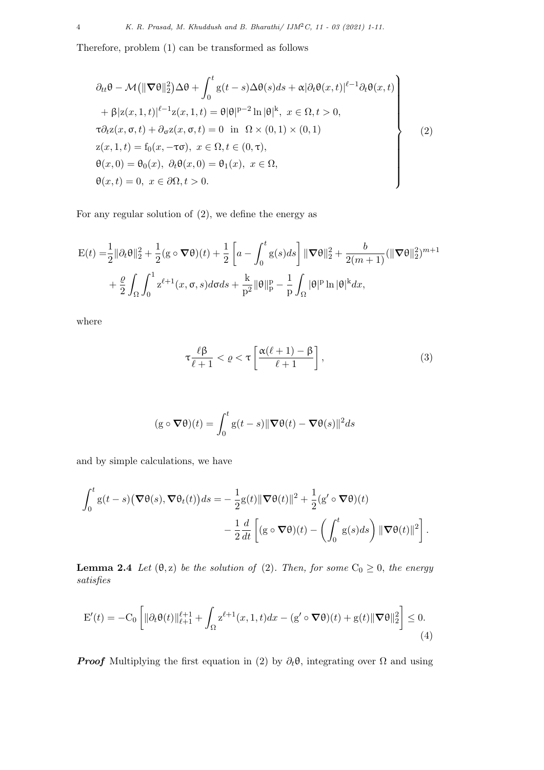Therefore, problem (1) can be transformed as follows

$$
\left.
\begin{aligned}
&\partial_{tt}\theta - \mathcal{M}\big(\|\nabla\theta\|_2^2\big)\Delta\theta + \int_0^t g(t-s)\Delta\theta(s)ds + \alpha|\partial_t\theta(x,t)|^{\ell-1}\partial_t\theta(x,t)\\
&\quad + \beta|z(x,1,t)|^{\ell-1}z(x,1,t) = \theta|\theta|^{p-2}\ln|\theta|^{k},\ x\in\Omega, t>0,\\
&\tau\partial_t z(x,\sigma,t) + \partial_\sigma z(x,\sigma,t) = 0 \ \text{ in } \ \Omega\times(0,1)\times(0,1)\\
&z(x,1,t) = f_0(x,-\tau\sigma),\ x\in\Omega, t\in(0,\tau),\\
&\theta(x,0)=\theta_0(x),\ \partial_t\theta(x,0)=\theta_1(x),\ x\in\Omega,\\
&\theta(x,t)=0,\ x\in\partial\Omega, t>0.
\end{aligned}
\right\} \tag{2}
$$

For any regular solution of (2), we define the energy as

$$
\begin{aligned}
E(t) =& \frac{1}{2}\|\partial_t\theta\|_2^2 + \frac{1}{2}(g\circ\nabla\theta)(t) + \frac{1}{2}\left[a - \int_0^t g(s)ds\right]\|\nabla\theta\|_2^2 + \frac{b}{2(m+1)}(\|\nabla\theta\|_2^2)^{m+1}\\
&+ \frac{\varrho}{2}\int_\Omega\int_0^1 z^{\ell+1}(x,\sigma,s)d\sigma ds + \frac{k}{p^2}\|\theta\|_p^p - \frac{1}{p}\int_\Omega|\theta|^p\ln|\theta|^k dx,
\end{aligned}
$$

where

$$
\tau\frac{\ell\beta}{\ell+1} < \varrho < \tau\left[\frac{\alpha(\ell+1)-\beta}{\ell+1}\right], \tag{3}
$$

$$
(g\circ\nabla\theta)(t) = \int_0^t g(t-s)\|\nabla\theta(t)-\nabla\theta(s)\|^2 ds
$$

and by simple calculations, we have

$$
\begin{aligned}
\int_0^t g(t-s)\big(\nabla\theta(s),\nabla\theta_t(t)\big)ds =& -\frac{1}{2}g(t)\|\nabla\theta(t)\|^2 + \frac{1}{2}(g'\circ\nabla\theta)(t)\\
&- \frac{1}{2}\frac{d}{dt}\left[(g\circ\nabla\theta)(t) - \left(\int_0^t g(s)ds\right)\|\nabla\theta(t)\|^2\right].
\end{aligned}
$$

**Lemma 2.4** *Let $(\theta, z)$ be the solution of (2). Then, for some $C_0 \geq 0$, the energy satisfies*

$$
E'(t) = -C_0\left[\|\partial_t\theta(t)\|_{\ell+1}^{\ell+1} + \int_\Omega z^{\ell+1}(x,1,t)dx - (g'\circ\nabla\theta)(t) + g(t)\|\nabla\theta\|_2^2\right] \leq 0. \tag{4}
$$

***Proof*** Multiplying the first equation in (2) by $\partial_t\theta$, integrating over $\Omega$ and using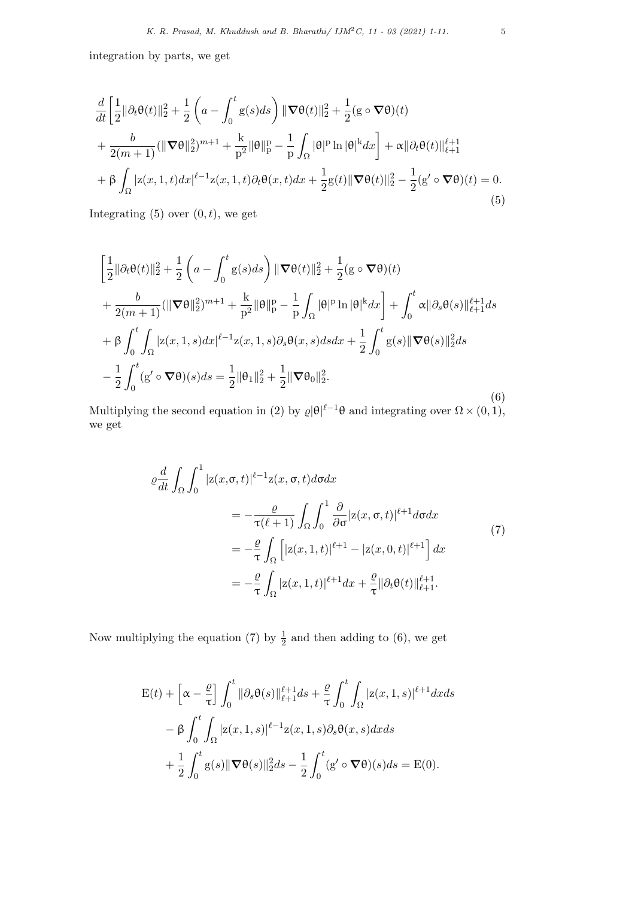integration by parts, we get

$$
\begin{aligned}
&\frac{d}{dt}\left[\frac{1}{2}\|\partial_t\theta(t)\|_2^2+\frac{1}{2}\left(a-\int_0^t g(s)ds\right)\|\nabla\theta(t)\|_2^2+\frac{1}{2}(g\circ\nabla\theta)(t)\right.\\
&\left.+\frac{b}{2(m+1)}(\|\nabla\theta\|_2^2)^{m+1}+\frac{k}{p^2}\|\theta\|_p^p-\frac{1}{p}\int_\Omega|\theta|^p\ln|\theta|^k dx\right]+\alpha\|\partial_t\theta(t)\|_{\ell+1}^{\ell+1}\\
&+\beta\int_\Omega|z(x,1,t)dx|^{\ell-1}z(x,1,t)\partial_t\theta(x,t)dx+\frac{1}{2}g(t)\|\nabla\theta(t)\|_2^2-\frac{1}{2}(g'\circ\nabla\theta)(t)=0.
\end{aligned}
\tag{5}
$$

Integrating (5) over $(0,t)$, we get

$$
\begin{aligned}
&\left[\frac{1}{2}\|\partial_t\theta(t)\|_2^2+\frac{1}{2}\left(a-\int_0^t g(s)ds\right)\|\nabla\theta(t)\|_2^2+\frac{1}{2}(g\circ\nabla\theta)(t)\right.\\
&\left.+\frac{b}{2(m+1)}(\|\nabla\theta\|_2^2)^{m+1}+\frac{k}{p^2}\|\theta\|_p^p-\frac{1}{p}\int_\Omega|\theta|^p\ln|\theta|^k dx\right]+\int_0^t\alpha\|\partial_s\theta(s)\|_{\ell+1}^{\ell+1}ds\\
&+\beta\int_0^t\int_\Omega|z(x,1,s)dx|^{\ell-1}z(x,1,s)\partial_s\theta(x,s)dsdx+\frac{1}{2}\int_0^t g(s)\|\nabla\theta(s)\|_2^2ds\\
&-\frac{1}{2}\int_0^t(g'\circ\nabla\theta)(s)ds=\frac{1}{2}\|\theta_1\|_2^2+\frac{1}{2}\|\nabla\theta_0\|_2^2.
\end{aligned}
\tag{6}
$$

Multiplying the second equation in (2) by $\varrho|\theta|^{\ell-1}\theta$ and integrating over $\Omega\times(0,1)$, we get

$$
\begin{aligned}
\varrho\frac{d}{dt}\int_\Omega\int_0^1|z(x,\sigma,t)|^{\ell-1}z(x,\sigma,t)d\sigma dx
&=-\frac{\varrho}{\tau(\ell+1)}\int_\Omega\int_0^1\frac{\partial}{\partial\sigma}|z(x,\sigma,t)|^{\ell+1}d\sigma dx\\
&=-\frac{\varrho}{\tau}\int_\Omega\left[|z(x,1,t)|^{\ell+1}-|z(x,0,t)|^{\ell+1}\right]dx\\
&=-\frac{\varrho}{\tau}\int_\Omega|z(x,1,t)|^{\ell+1}dx+\frac{\varrho}{\tau}\|\partial_t\theta(t)\|_{\ell+1}^{\ell+1}.
\end{aligned}
\tag{7}
$$

Now multiplying the equation (7) by $\frac{1}{2}$ and then adding to (6), we get

$$
\begin{aligned}
E(t)&+\left[\alpha-\frac{\varrho}{\tau}\right]\int_0^t\|\partial_s\theta(s)\|_{\ell+1}^{\ell+1}ds+\frac{\varrho}{\tau}\int_0^t\int_\Omega|z(x,1,s)|^{\ell+1}dxds\\
&-\beta\int_0^t\int_\Omega|z(x,1,s)|^{\ell-1}z(x,1,s)\partial_s\theta(x,s)dxds\\
&+\frac{1}{2}\int_0^t g(s)\|\nabla\theta(s)\|_2^2ds-\frac{1}{2}\int_0^t(g'\circ\nabla\theta)(s)ds=E(0).
\end{aligned}
$$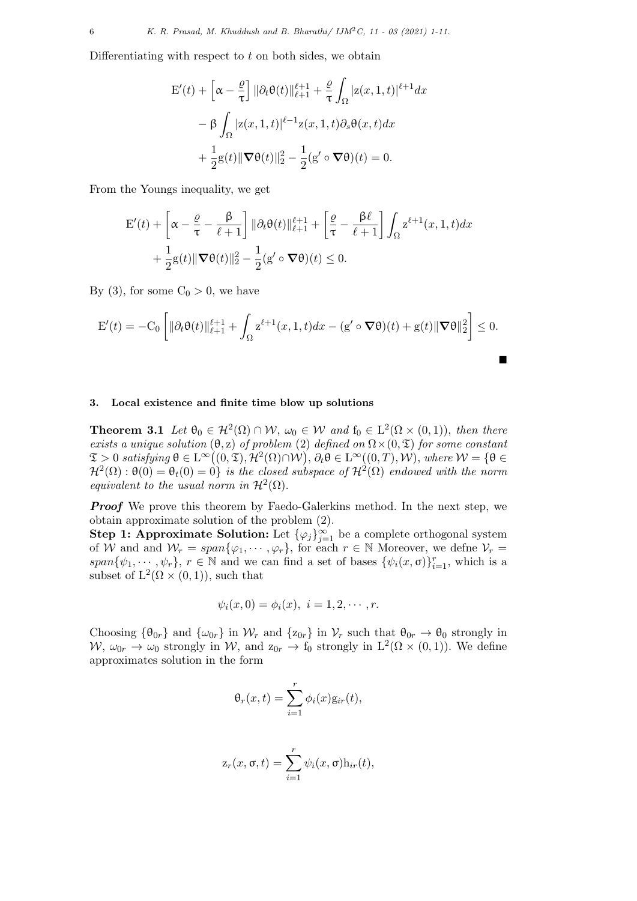Differentiating with respect to $t$ on both sides, we obtain

$$
\begin{aligned}
\mathrm{E}'(t) + \left[\alpha - \frac{\varrho}{\tau}\right] \|\partial_t \theta(t)\|_{\ell+1}^{\ell+1} + \frac{\varrho}{\tau}\int_\Omega |\mathrm{z}(x,1,t)|^{\ell+1} dx \\
- \beta \int_\Omega |\mathrm{z}(x,1,t)|^{\ell-1}\mathrm{z}(x,1,t)\partial_s \theta(x,t) dx \\
+ \frac{1}{2}\mathrm{g}(t)\|\nabla\theta(t)\|_2^2 - \frac{1}{2}(\mathrm{g}' \circ \nabla\theta)(t) = 0.
\end{aligned}
$$

From the Youngs inequality, we get

$$
\begin{aligned}
\mathrm{E}'(t) + \left[\alpha - \frac{\varrho}{\tau} - \frac{\beta}{\ell+1}\right] \|\partial_t \theta(t)\|_{\ell+1}^{\ell+1} + \left[\frac{\varrho}{\tau} - \frac{\beta\ell}{\ell+1}\right]\int_\Omega \mathrm{z}^{\ell+1}(x,1,t) dx \\
+ \frac{1}{2}\mathrm{g}(t)\|\nabla\theta(t)\|_2^2 - \frac{1}{2}(\mathrm{g}' \circ \nabla\theta)(t) \leq 0.
\end{aligned}
$$

By (3), for some $\mathrm{C}_0 > 0$, we have

$$
\mathrm{E}'(t) = -\mathrm{C}_0 \left[\|\partial_t \theta(t)\|_{\ell+1}^{\ell+1} + \int_\Omega \mathrm{z}^{\ell+1}(x,1,t)dx - (\mathrm{g}' \circ \nabla\theta)(t) + \mathrm{g}(t)\|\nabla\theta\|_2^2\right] \leq 0.
$$

■

## 3. Local existence and finite time blow up solutions

**Theorem 3.1** *Let $\theta_0 \in \mathcal{H}^2(\Omega) \cap \mathcal{W}$, $\omega_0 \in \mathcal{W}$ and $\mathrm{f}_0 \in \mathrm{L}^2(\Omega \times (0,1))$, then there exists a unique solution $(\theta, \mathrm{z})$ of problem (2) defined on $\Omega \times (0, \mathfrak{T})$ for some constant $\mathfrak{T} > 0$ satisfying $\theta \in \mathrm{L}^\infty\big((0,\mathfrak{T}), \mathcal{H}^2(\Omega)\cap\mathcal{W}\big)$, $\partial_t\theta \in \mathrm{L}^\infty((0,T),\mathcal{W})$, where $\mathcal{W} = \{\theta \in \mathcal{H}^2(\Omega) : \theta(0) = \theta_t(0) = 0\}$ is the closed subspace of $\mathcal{H}^2(\Omega)$ endowed with the norm equivalent to the usual norm in $\mathcal{H}^2(\Omega)$.*

***Proof*** We prove this theorem by Faedo-Galerkins method. In the next step, we obtain approximate solution of the problem (2).
**Step 1: Approximate Solution:** Let $\{\varphi_j\}_{j=1}^\infty$ be a complete orthogonal system of $\mathcal{W}$ and and $\mathcal{W}_r = span\{\varphi_1, \cdots, \varphi_r\}$, for each $r \in \mathbb{N}$ Moreover, we defne $\mathcal{V}_r = span\{\psi_1, \cdots, \psi_r\}$, $r \in \mathbb{N}$ and we can find a set of bases $\{\psi_i(x,\sigma)\}_{i=1}^r$, which is a subset of $\mathrm{L}^2(\Omega \times (0,1))$, such that

$$
\psi_i(x, 0) = \phi_i(x), \; i = 1, 2, \cdots, r.
$$

Choosing $\{\theta_{0r}\}$ and $\{\omega_{0r}\}$ in $\mathcal{W}_r$ and $\{\mathrm{z}_{0r}\}$ in $\mathcal{V}_r$ such that $\theta_{0r} \to \theta_0$ strongly in $\mathcal{W}$, $\omega_{0r} \to \omega_0$ strongly in $\mathcal{W}$, and $\mathrm{z}_{0r} \to \mathrm{f}_0$ strongly in $\mathrm{L}^2(\Omega \times (0,1))$. We define approximates solution in the form

$$
\theta_r(x,t) = \sum_{i=1}^r \phi_i(x)\mathrm{g}_{ir}(t),
$$

$$
\mathrm{z}_r(x,\sigma,t) = \sum_{i=1}^r \psi_i(x,\sigma)\mathrm{h}_{ir}(t),
$$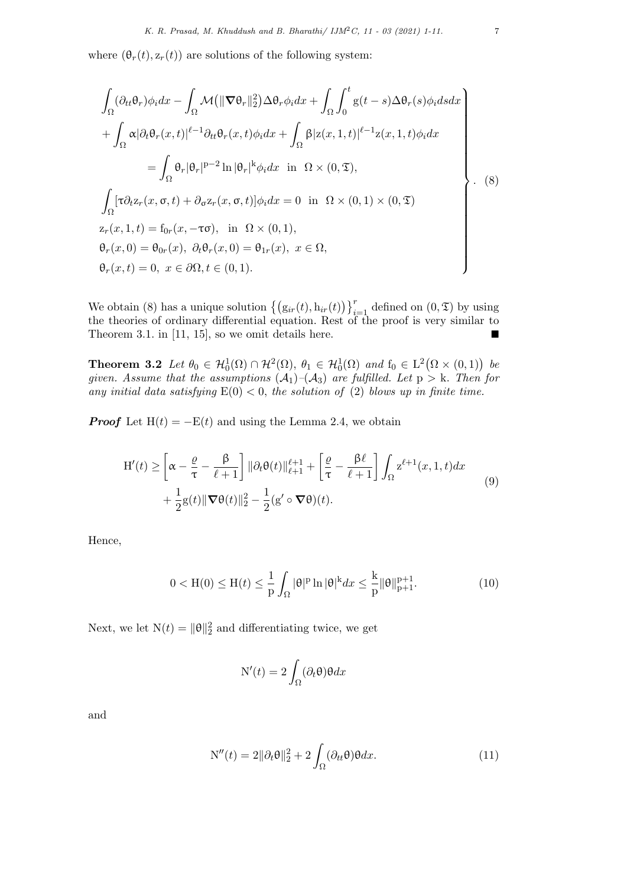where $(\theta_r(t), z_r(t))$ are solutions of the following system:

$$
\left.\begin{array}{l}
\displaystyle\int_\Omega (\partial_{tt}\theta_r)\phi_i dx - \int_\Omega \mathcal{M}\big(\|\nabla\theta_r\|_2^2\big)\Delta\theta_r\phi_i dx + \int_\Omega\int_0^t g(t-s)\Delta\theta_r(s)\phi_i ds dx \\
\displaystyle + \int_\Omega \alpha|\partial_t\theta_r(x,t)|^{\ell-1}\partial_t\theta_r(x,t)\phi_i dx + \int_\Omega \beta|z(x,1,t)|^{\ell-1}z(x,1,t)\phi_i dx \\
\displaystyle \qquad = \int_\Omega \theta_r|\theta_r|^{p-2}\ln|\theta_r|^k\phi_i dx \quad \text{in} \quad \Omega\times(0,\mathfrak{T}), \\
\displaystyle\int_\Omega [\tau\partial_t z_r(x,\sigma,t) + \partial_\sigma z_r(x,\sigma,t)]\phi_i dx = 0 \quad \text{in} \quad \Omega\times(0,1)\times(0,\mathfrak{T}) \\
z_r(x,1,t) = f_{0r}(x,-\tau\sigma), \quad \text{in} \quad \Omega\times(0,1), \\
\theta_r(x,0) = \theta_{0r}(x), \ \partial_t\theta_r(x,0) = \theta_{1r}(x), \ x\in\Omega, \\
\theta_r(x,t) = 0, \ x\in\partial\Omega, t\in(0,1).
\end{array}\right\}. \quad (8)
$$

We obtain (8) has a unique solution $\left\{\big(g_{ir}(t), h_{ir}(t)\big)\right\}_{i=1}^r$ defined on $(0,\mathfrak{T})$ by using the theories of ordinary differential equation. Rest of the proof is very similar to Theorem 3.1. in [11, 15], so we omit details here. ∎

**Theorem 3.2** *Let $\theta_0 \in \mathcal{H}_0^1(\Omega)\cap\mathcal{H}^2(\Omega)$, $\theta_1 \in \mathcal{H}_0^1(\Omega)$ and $f_0 \in L^2\big(\Omega\times(0,1)\big)$ be given. Assume that the assumptions $(\mathcal{A}_1)$–$(\mathcal{A}_3)$ are fulfilled. Let $p > k$. Then for any initial data satisfying $E(0) < 0$, the solution of (2) blows up in finite time.*

***Proof*** Let $H(t) = -E(t)$ and using the Lemma 2.4, we obtain

$$
\begin{aligned}
H'(t) \geq &\left[\alpha - \frac{\varrho}{\tau} - \frac{\beta}{\ell+1}\right]\|\partial_t\theta(t)\|_{\ell+1}^{\ell+1} + \left[\frac{\varrho}{\tau} - \frac{\beta\ell}{\ell+1}\right]\int_\Omega z^{\ell+1}(x,1,t)dx \\
&+ \frac{1}{2}g(t)\|\nabla\theta(t)\|_2^2 - \frac{1}{2}(g'\circ\nabla\theta)(t).
\end{aligned} \tag{9}
$$

Hence,

$$
0 < H(0) \leq H(t) \leq \frac{1}{p}\int_\Omega |\theta|^p \ln|\theta|^k dx \leq \frac{k}{p}\|\theta\|_{p+1}^{p+1}. \tag{10}
$$

Next, we let $N(t) = \|\theta\|_2^2$ and differentiating twice, we get

$$
N'(t) = 2\int_\Omega (\partial_t\theta)\theta dx
$$

and

$$
N''(t) = 2\|\partial_t\theta\|_2^2 + 2\int_\Omega (\partial_{tt}\theta)\theta dx. \tag{11}
$$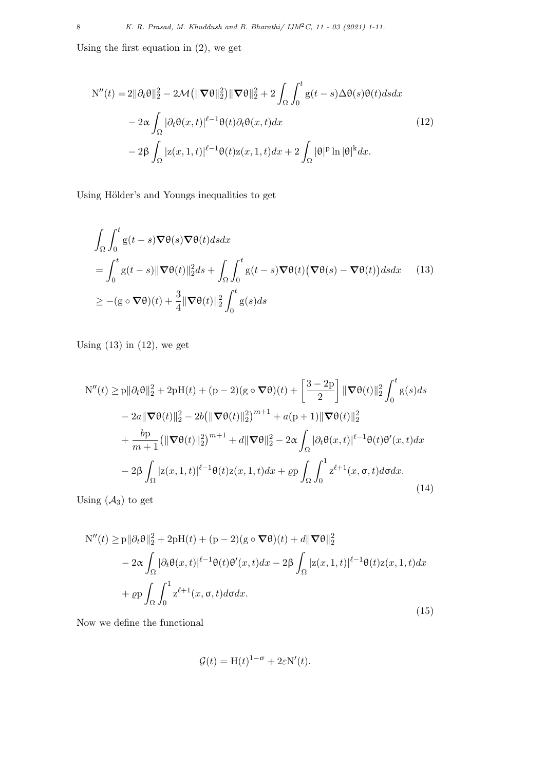Using the first equation in (2), we get

$$
\begin{aligned}
\mathrm{N}''(t) =& 2\|\partial_t\theta\|_2^2 - 2\mathcal{M}\big(\|\nabla\theta\|_2^2\big)\|\nabla\theta\|_2^2 + 2\int_\Omega\int_0^t \mathrm{g}(t-s)\Delta\theta(s)\theta(t)dsdx \\
&- 2\alpha\int_\Omega |\partial_t\theta(x,t)|^{\ell-1}\theta(t)\partial_t\theta(x,t)dx \\
&- 2\beta\int_\Omega |\mathrm{z}(x,1,t)|^{\ell-1}\theta(t)\mathrm{z}(x,1,t)dx + 2\int_\Omega |\theta|^{\mathrm{p}}\ln|\theta|^{\mathrm{k}}dx.
\end{aligned}
\tag{12}
$$

Using Hölder's and Youngs inequalities to get

$$
\begin{aligned}
&\int_\Omega\int_0^t \mathrm{g}(t-s)\nabla\theta(s)\nabla\theta(t)dsdx \\
&= \int_0^t \mathrm{g}(t-s)\|\nabla\theta(t)\|_2^2 ds + \int_\Omega\int_0^t \mathrm{g}(t-s)\nabla\theta(t)\big(\nabla\theta(s)-\nabla\theta(t)\big)dsdx \\
&\geq -(\mathrm{g}\circ\nabla\theta)(t) + \frac{3}{4}\|\nabla\theta(t)\|_2^2\int_0^t \mathrm{g}(s)ds
\end{aligned}
\tag{13}
$$

Using (13) in (12), we get

$$
\begin{aligned}
\mathrm{N}''(t) \geq& \mathrm{p}\|\partial_t\theta\|_2^2 + 2\mathrm{p}\mathrm{H}(t) + (\mathrm{p}-2)(\mathrm{g}\circ\nabla\theta)(t) + \left[\frac{3-2\mathrm{p}}{2}\right]\|\nabla\theta(t)\|_2^2\int_0^t \mathrm{g}(s)ds \\
&- 2a\|\nabla\theta(t)\|_2^2 - 2b\big(\|\nabla\theta(t)\|_2^2\big)^{m+1} + a(\mathrm{p}+1)\|\nabla\theta(t)\|_2^2 \\
&+ \frac{b\mathrm{p}}{m+1}\big(\|\nabla\theta(t)\|_2^2\big)^{m+1} + d\|\nabla\theta\|_2^2 - 2\alpha\int_\Omega |\partial_t\theta(x,t)|^{\ell-1}\theta(t)\theta'(x,t)dx \\
&- 2\beta\int_\Omega |\mathrm{z}(x,1,t)|^{\ell-1}\theta(t)\mathrm{z}(x,1,t)dx + \varrho\mathrm{p}\int_\Omega\int_0^1 \mathrm{z}^{\ell+1}(x,\sigma,t)d\sigma dx.
\end{aligned}
\tag{14}
$$

Using $(\mathcal{A}_3)$ to get

$$
\begin{aligned}
\mathrm{N}''(t) \geq& \mathrm{p}\|\partial_t\theta\|_2^2 + 2\mathrm{p}\mathrm{H}(t) + (\mathrm{p}-2)(\mathrm{g}\circ\nabla\theta)(t) + d\|\nabla\theta\|_2^2 \\
&- 2\alpha\int_\Omega |\partial_t\theta(x,t)|^{\ell-1}\theta(t)\theta'(x,t)dx - 2\beta\int_\Omega |\mathrm{z}(x,1,t)|^{\ell-1}\theta(t)\mathrm{z}(x,1,t)dx \\
&+ \varrho\mathrm{p}\int_\Omega\int_0^1 \mathrm{z}^{\ell+1}(x,\sigma,t)d\sigma dx.
\end{aligned}
\tag{15}
$$

Now we define the functional

$$
\mathcal{G}(t) = \mathrm{H}(t)^{1-\sigma} + 2\varepsilon\mathrm{N}'(t).
$$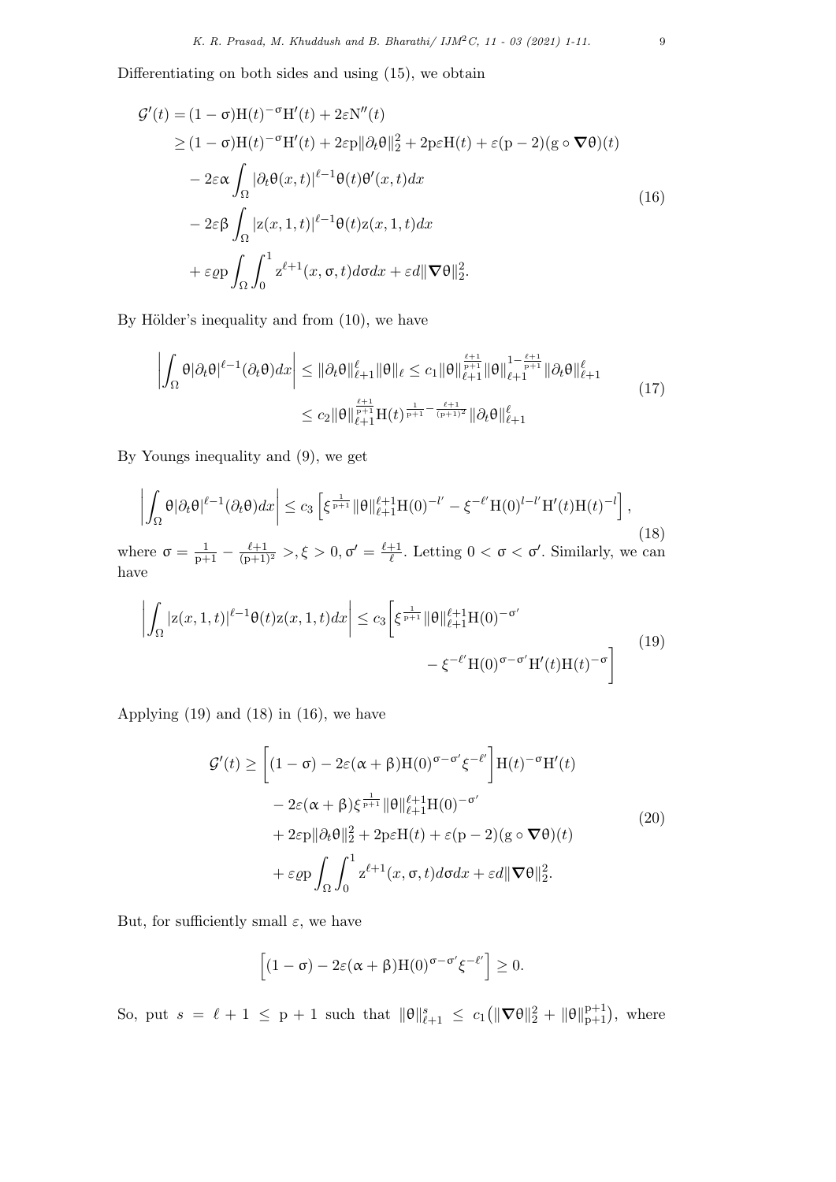Differentiating on both sides and using (15), we obtain

$$
\begin{aligned}
\mathcal{G}'(t) &= (1-\sigma)\mathrm{H}(t)^{-\sigma}\mathrm{H}'(t) + 2\varepsilon \mathrm{N}''(t) \\
&\geq (1-\sigma)\mathrm{H}(t)^{-\sigma}\mathrm{H}'(t) + 2\varepsilon \mathrm{p}\|\partial_t\theta\|_2^2 + 2\mathrm{p}\varepsilon \mathrm{H}(t) + \varepsilon(\mathrm{p}-2)(\mathrm{g}\circ\nabla\theta)(t) \\
&\quad - 2\varepsilon\alpha\int_\Omega |\partial_t\theta(x,t)|^{\ell-1}\theta(t)\theta'(x,t)dx \\
&\quad - 2\varepsilon\beta\int_\Omega |\mathrm{z}(x,1,t)|^{\ell-1}\theta(t)\mathrm{z}(x,1,t)dx \\
&\quad + \varepsilon\varrho\mathrm{p}\int_\Omega\int_0^1 \mathrm{z}^{\ell+1}(x,\sigma,t)d\sigma dx + \varepsilon d\|\nabla\theta\|_2^2.
\end{aligned}
\tag{16}
$$

By Hölder's inequality and from (10), we have

$$
\begin{aligned}
\left|\int_\Omega \theta|\partial_t\theta|^{\ell-1}(\partial_t\theta)dx\right| &\leq \|\partial_t\theta\|_{\ell+1}^{\ell}\|\theta\|_\ell \leq c_1\|\theta\|_{\ell+1}^{\frac{\ell+1}{\mathrm{p}+1}}\|\theta\|_{\ell+1}^{1-\frac{\ell+1}{\mathrm{p}+1}}\|\partial_t\theta\|_{\ell+1}^{\ell} \\
&\leq c_2\|\theta\|_{\ell+1}^{\frac{\ell+1}{\mathrm{p}+1}}\mathrm{H}(t)^{\frac{1}{\mathrm{p}+1}-\frac{\ell+1}{(\mathrm{p}+1)^2}}\|\partial_t\theta\|_{\ell+1}^{\ell}
\end{aligned}
\tag{17}
$$

By Youngs inequality and (9), we get

$$
\left|\int_\Omega \theta|\partial_t\theta|^{\ell-1}(\partial_t\theta)dx\right| \leq c_3\left[\xi^{\frac{1}{\mathrm{p}+1}}\|\theta\|_{\ell+1}^{\ell+1}\mathrm{H}(0)^{-l'} - \xi^{-\ell'}\mathrm{H}(0)^{l-l'}\mathrm{H}'(t)\mathrm{H}(t)^{-l}\right],
\tag{18}
$$

where $\sigma = \frac{1}{\mathrm{p}+1} - \frac{\ell+1}{(\mathrm{p}+1)^2} >, \xi > 0, \sigma' = \frac{\ell+1}{\ell}$. Letting $0 < \sigma < \sigma'$. Similarly, we can have

$$
\begin{aligned}
\left|\int_\Omega |\mathrm{z}(x,1,t)|^{\ell-1}\theta(t)\mathrm{z}(x,1,t)dx\right| \leq c_3\Big[&\xi^{\frac{1}{\mathrm{p}+1}}\|\theta\|_{\ell+1}^{\ell+1}\mathrm{H}(0)^{-\sigma'} \\
&- \xi^{-\ell'}\mathrm{H}(0)^{\sigma-\sigma'}\mathrm{H}'(t)\mathrm{H}(t)^{-\sigma}\Big]
\end{aligned}
\tag{19}
$$

Applying (19) and (18) in (16), we have

$$
\begin{aligned}
\mathcal{G}'(t) &\geq \left[(1-\sigma) - 2\varepsilon(\alpha+\beta)\mathrm{H}(0)^{\sigma-\sigma'}\xi^{-\ell'}\right]\mathrm{H}(t)^{-\sigma}\mathrm{H}'(t) \\
&\quad - 2\varepsilon(\alpha+\beta)\xi^{\frac{1}{\mathrm{p}+1}}\|\theta\|_{\ell+1}^{\ell+1}\mathrm{H}(0)^{-\sigma'} \\
&\quad + 2\varepsilon\mathrm{p}\|\partial_t\theta\|_2^2 + 2\mathrm{p}\varepsilon\mathrm{H}(t) + \varepsilon(\mathrm{p}-2)(\mathrm{g}\circ\nabla\theta)(t) \\
&\quad + \varepsilon\varrho\mathrm{p}\int_\Omega\int_0^1 \mathrm{z}^{\ell+1}(x,\sigma,t)d\sigma dx + \varepsilon d\|\nabla\theta\|_2^2.
\end{aligned}
\tag{20}
$$

But, for sufficiently small $\varepsilon$, we have

$$
\left[(1-\sigma) - 2\varepsilon(\alpha+\beta)\mathrm{H}(0)^{\sigma-\sigma'}\xi^{-\ell'}\right] \geq 0.
$$

So, put $s = \ell + 1 \leq \mathrm{p}+1$ such that $\|\theta\|_{\ell+1}^{s} \leq c_1\left(\|\nabla\theta\|_2^2 + \|\theta\|_{\mathrm{p}+1}^{\mathrm{p}+1}\right)$, where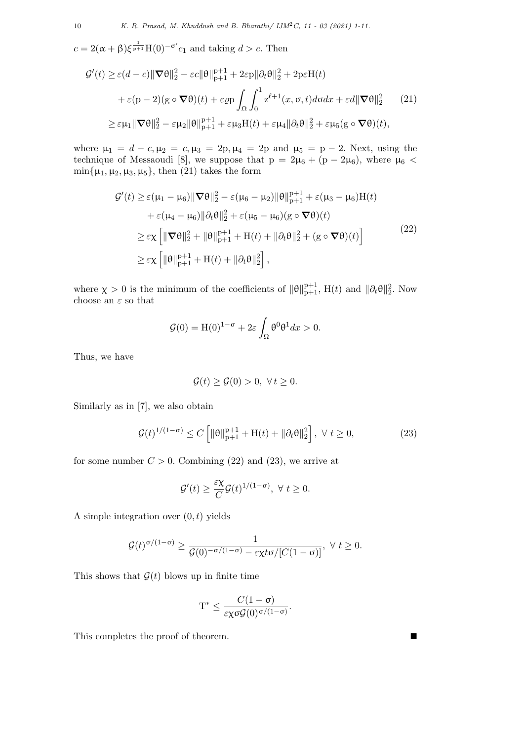$c = 2(\alpha+\beta)\xi^{\frac{1}{p+1}}\mathrm{H}(0)^{-\sigma'}c_1$ and taking $d > c$. Then

$$
\begin{aligned}
\mathcal{G}'(t) \geq\, & \varepsilon(d-c)\|\boldsymbol{\nabla}\theta\|_2^2 - \varepsilon c\|\theta\|_{p+1}^{p+1} + 2\varepsilon p\|\partial_t\theta\|_2^2 + 2p\varepsilon \mathrm{H}(t) \\
& + \varepsilon(p-2)(g\circ\boldsymbol{\nabla}\theta)(t) + \varepsilon\varrho p\int_\Omega\int_0^1 z^{\ell+1}(x,\sigma,t)d\sigma dx + \varepsilon d\|\boldsymbol{\nabla}\theta\|_2^2 \\
\geq\, & \varepsilon\mu_1\|\boldsymbol{\nabla}\theta\|_2^2 - \varepsilon\mu_2\|\theta\|_{p+1}^{p+1} + \varepsilon\mu_3\mathrm{H}(t) + \varepsilon\mu_4\|\partial_t\theta\|_2^2 + \varepsilon\mu_5(g\circ\boldsymbol{\nabla}\theta)(t),
\end{aligned}
\tag{21}
$$

where $\mu_1 = d-c, \mu_2 = c, \mu_3 = 2p, \mu_4 = 2p$ and $\mu_5 = p-2$. Next, using the technique of Messaoudi [8], we suppose that $p = 2\mu_6 + (p-2\mu_6)$, where $\mu_6 < \min\{\mu_1,\mu_2,\mu_3,\mu_5\}$, then (21) takes the form

$$
\begin{aligned}
\mathcal{G}'(t) \geq\, & \varepsilon(\mu_1-\mu_6)\|\boldsymbol{\nabla}\theta\|_2^2 - \varepsilon(\mu_6-\mu_2)\|\theta\|_{p+1}^{p+1} + \varepsilon(\mu_3-\mu_6)\mathrm{H}(t) \\
& + \varepsilon(\mu_4-\mu_6)\|\partial_t\theta\|_2^2 + \varepsilon(\mu_5-\mu_6)(g\circ\boldsymbol{\nabla}\theta)(t) \\
\geq\, & \varepsilon\chi\left[\|\boldsymbol{\nabla}\theta\|_2^2 + \|\theta\|_{p+1}^{p+1} + \mathrm{H}(t) + \|\partial_t\theta\|_2^2 + (g\circ\boldsymbol{\nabla}\theta)(t)\right] \\
\geq\, & \varepsilon\chi\left[\|\theta\|_{p+1}^{p+1} + \mathrm{H}(t) + \|\partial_t\theta\|_2^2\right],
\end{aligned}
\tag{22}
$$

where $\chi > 0$ is the minimum of the coefficients of $\|\theta\|_{p+1}^{p+1}$, $\mathrm{H}(t)$ and $\|\partial_t\theta\|_2^2$. Now choose an $\varepsilon$ so that

$$
\mathcal{G}(0) = \mathrm{H}(0)^{1-\sigma} + 2\varepsilon\int_\Omega \theta^0\theta^1 dx > 0.
$$

Thus, we have

$$
\mathcal{G}(t) \geq \mathcal{G}(0) > 0, \ \forall\, t \geq 0.
$$

Similarly as in [7], we also obtain

$$
\mathcal{G}(t)^{1/(1-\sigma)} \leq C\left[\|\theta\|_{p+1}^{p+1} + \mathrm{H}(t) + \|\partial_t\theta\|_2^2\right], \ \forall\ t \geq 0,
\tag{23}
$$

for some number $C > 0$. Combining (22) and (23), we arrive at

$$
\mathcal{G}'(t) \geq \frac{\varepsilon\chi}{C}\mathcal{G}(t)^{1/(1-\sigma)}, \ \forall\ t \geq 0.
$$

A simple integration over $(0,t)$ yields

$$
\mathcal{G}(t)^{\sigma/(1-\sigma)} \geq \frac{1}{\mathcal{G}(0)^{-\sigma/(1-\sigma)} - \varepsilon\chi t\sigma/[C(1-\sigma)]}, \ \forall\ t \geq 0.
$$

This shows that $\mathcal{G}(t)$ blows up in finite time

$$
\mathrm{T}^* \leq \frac{C(1-\sigma)}{\varepsilon\chi\sigma\mathcal{G}(0)^{\sigma/(1-\sigma)}}.
$$

This completes the proof of theorem. ∎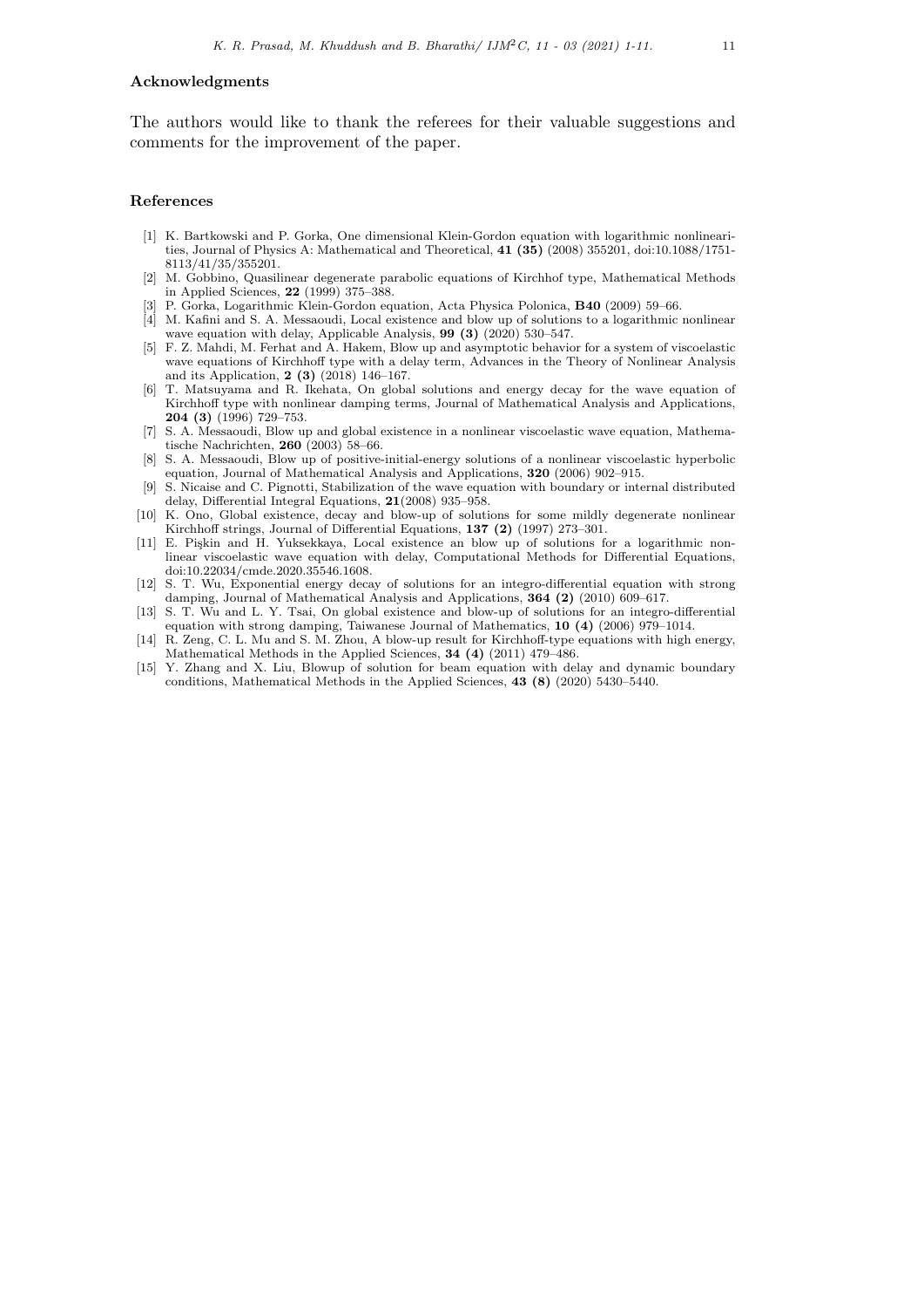## Acknowledgments

The authors would like to thank the referees for their valuable suggestions and comments for the improvement of the paper.

## References

[1] K. Bartkowski and P. Gorka, One dimensional Klein-Gordon equation with logarithmic nonlinearities, Journal of Physics A: Mathematical and Theoretical, **41 (35)** (2008) 355201, doi:10.1088/1751-8113/41/35/355201.

[2] M. Gobbino, Quasilinear degenerate parabolic equations of Kirchhof type, Mathematical Methods in Applied Sciences, **22** (1999) 375–388.

[3] P. Gorka, Logarithmic Klein-Gordon equation, Acta Physica Polonica, **B40** (2009) 59–66.

[4] M. Kafini and S. A. Messaoudi, Local existence and blow up of solutions to a logarithmic nonlinear wave equation with delay, Applicable Analysis, **99 (3)** (2020) 530–547.

[5] F. Z. Mahdi, M. Ferhat and A. Hakem, Blow up and asymptotic behavior for a system of viscoelastic wave equations of Kirchhoff type with a delay term, Advances in the Theory of Nonlinear Analysis and its Application, **2 (3)** (2018) 146–167.

[6] T. Matsuyama and R. Ikehata, On global solutions and energy decay for the wave equation of Kirchhoff type with nonlinear damping terms, Journal of Mathematical Analysis and Applications, **204 (3)** (1996) 729–753.

[7] S. A. Messaoudi, Blow up and global existence in a nonlinear viscoelastic wave equation, Mathematische Nachrichten, **260** (2003) 58–66.

[8] S. A. Messaoudi, Blow up of positive-initial-energy solutions of a nonlinear viscoelastic hyperbolic equation, Journal of Mathematical Analysis and Applications, **320** (2006) 902–915.

[9] S. Nicaise and C. Pignotti, Stabilization of the wave equation with boundary or internal distributed delay, Differential Integral Equations, **21**(2008) 935–958.

[10] K. Ono, Global existence, decay and blow-up of solutions for some mildly degenerate nonlinear Kirchhoff strings, Journal of Differential Equations, **137 (2)** (1997) 273–301.

[11] E. Pişkin and H. Yuksekkaya, Local existence an blow up of solutions for a logarithmic nonlinear viscoelastic wave equation with delay, Computational Methods for Differential Equations, doi:10.22034/cmde.2020.35546.1608.

[12] S. T. Wu, Exponential energy decay of solutions for an integro-differential equation with strong damping, Journal of Mathematical Analysis and Applications, **364 (2)** (2010) 609–617.

[13] S. T. Wu and L. Y. Tsai, On global existence and blow-up of solutions for an integro-differential equation with strong damping, Taiwanese Journal of Mathematics, **10 (4)** (2006) 979–1014.

[14] R. Zeng, C. L. Mu and S. M. Zhou, A blow-up result for Kirchhoff-type equations with high energy, Mathematical Methods in the Applied Sciences, **34 (4)** (2011) 479–486.

[15] Y. Zhang and X. Liu, Blowup of solution for beam equation with delay and dynamic boundary conditions, Mathematical Methods in the Applied Sciences, **43 (8)** (2020) 5430–5440.